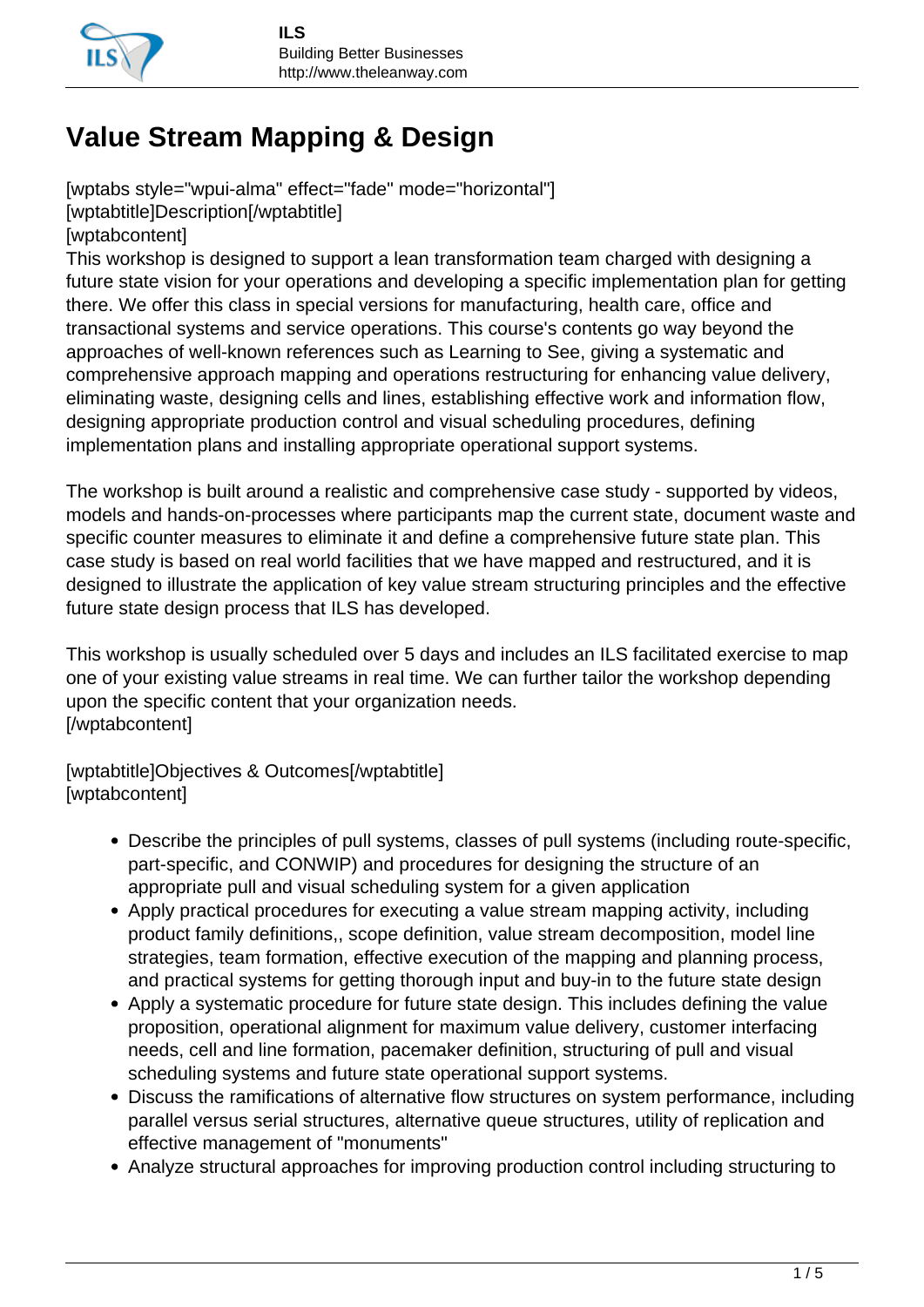# Value Stream Mapping & Design

[wptabs style="wpui-alma" effect="fade" mode="horizontal"]
[wptabtitle]Description[/wptabtitle]
[wptabcontent]
This workshop is designed to support a lean transformation team charged with designing a future state vision for your operations and developing a specific implementation plan for getting there. We offer this class in special versions for manufacturing, health care, office and transactional systems and service operations. This course's contents go way beyond the approaches of well-known references such as Learning to See, giving a systematic and comprehensive approach mapping and operations restructuring for enhancing value delivery, eliminating waste, designing cells and lines, establishing effective work and information flow, designing appropriate production control and visual scheduling procedures, defining implementation plans and installing appropriate operational support systems.

The workshop is built around a realistic and comprehensive case study - supported by videos, models and hands-on-processes where participants map the current state, document waste and specific counter measures to eliminate it and define a comprehensive future state plan. This case study is based on real world facilities that we have mapped and restructured, and it is designed to illustrate the application of key value stream structuring principles and the effective future state design process that ILS has developed.

This workshop is usually scheduled over 5 days and includes an ILS facilitated exercise to map one of your existing value streams in real time. We can further tailor the workshop depending upon the specific content that your organization needs.
[/wptabcontent]

[wptabtitle]Objectives & Outcomes[/wptabtitle]
[wptabcontent]

- Describe the principles of pull systems, classes of pull systems (including route-specific, part-specific, and CONWIP) and procedures for designing the structure of an appropriate pull and visual scheduling system for a given application
- Apply practical procedures for executing a value stream mapping activity, including product family definitions,, scope definition, value stream decomposition, model line strategies, team formation, effective execution of the mapping and planning process, and practical systems for getting thorough input and buy-in to the future state design
- Apply a systematic procedure for future state design. This includes defining the value proposition, operational alignment for maximum value delivery, customer interfacing needs, cell and line formation, pacemaker definition, structuring of pull and visual scheduling systems and future state operational support systems.
- Discuss the ramifications of alternative flow structures on system performance, including parallel versus serial structures, alternative queue structures, utility of replication and effective management of "monuments"
- Analyze structural approaches for improving production control including structuring to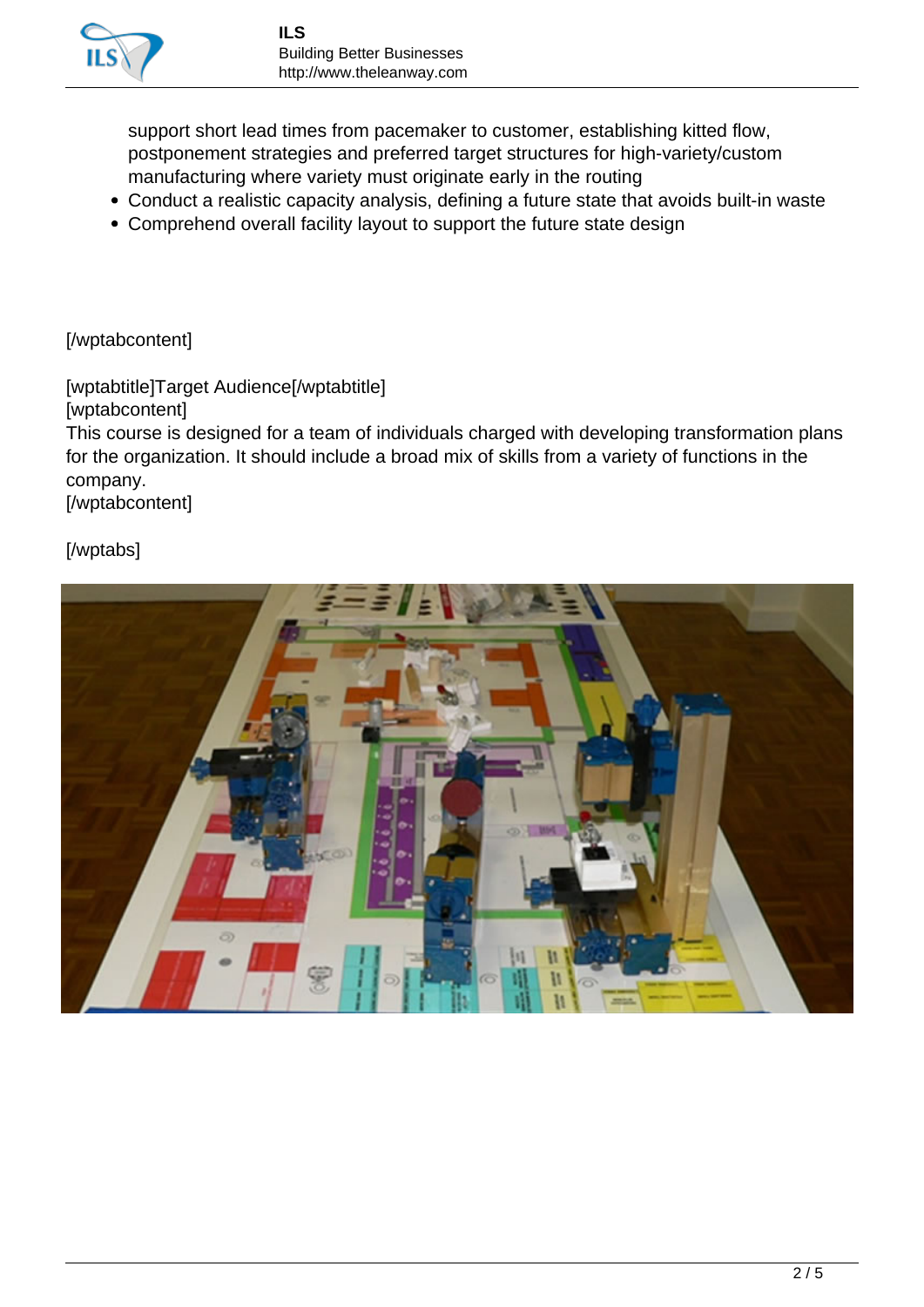support short lead times from pacemaker to customer, establishing kitted flow, postponement strategies and preferred target structures for high-variety/custom manufacturing where variety must originate early in the routing
- Conduct a realistic capacity analysis, defining a future state that avoids built-in waste
- Comprehend overall facility layout to support the future state design

[/wptabcontent]

[wptabtitle]Target Audience[/wptabtitle]
[wptabcontent]
This course is designed for a team of individuals charged with developing transformation plans for the organization. It should include a broad mix of skills from a variety of functions in the company.
[/wptabcontent]

[/wptabs]